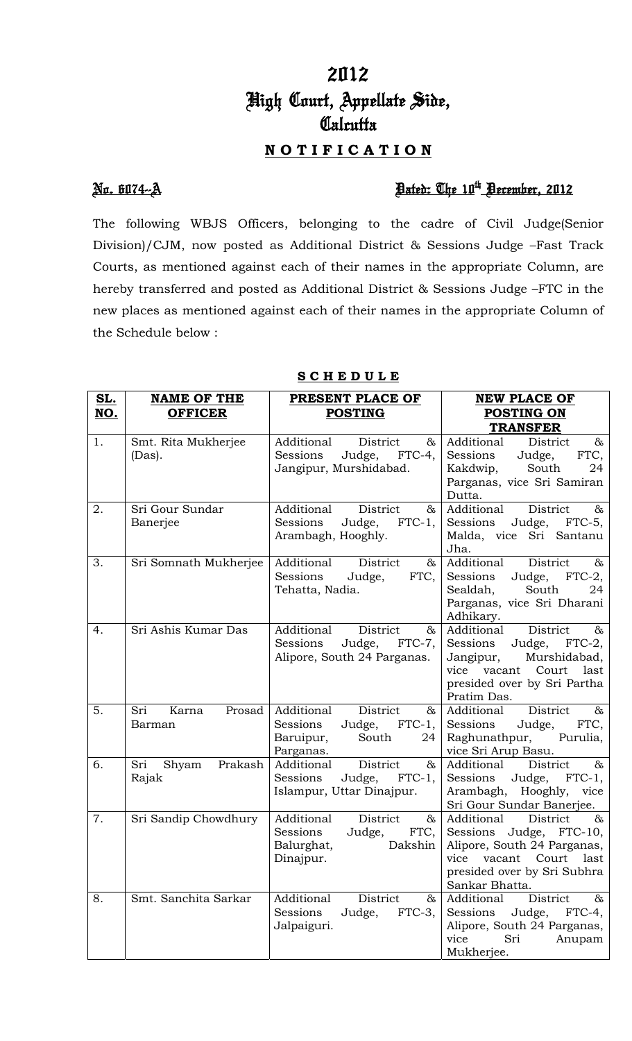# 2012
# High Court, Appellate Side, Calcutta

## **NOTIFICATION**

**No. 6074--A** **Dated: The 10th December, 2012**

The following WBJS Officers, belonging to the cadre of Civil Judge(Senior Division)/CJM, now posted as Additional District & Sessions Judge –Fast Track Courts, as mentioned against each of their names in the appropriate Column, are hereby transferred and posted as Additional District & Sessions Judge –FTC in the new places as mentioned against each of their names in the appropriate Column of the Schedule below :

**SCHEDULE**

| SL. NO. | NAME OF THE OFFICER | PRESENT PLACE OF POSTING | NEW PLACE OF POSTING ON TRANSFER |
|---|---|---|---|
| 1. | Smt. Rita Mukherjee (Das). | Additional District & Sessions Judge, FTC-4, Jangipur, Murshidabad. | Additional District & Sessions Judge, FTC, Kakdwip, South 24 Parganas, vice Sri Samiran Dutta. |
| 2. | Sri Gour Sundar Banerjee | Additional District & Sessions Judge, FTC-1, Arambagh, Hooghly. | Additional District & Sessions Judge, FTC-5, Malda, vice Sri Santanu Jha. |
| 3. | Sri Somnath Mukherjee | Additional District & Sessions Judge, FTC, Tehatta, Nadia. | Additional District & Sessions Judge, FTC-2, Sealdah, South 24 Parganas, vice Sri Dharani Adhikary. |
| 4. | Sri Ashis Kumar Das | Additional District & Sessions Judge, FTC-7, Alipore, South 24 Parganas. | Additional District & Sessions Judge, FTC-2, Jangipur, Murshidabad, vice vacant Court last presided over by Sri Partha Pratim Das. |
| 5. | Sri Karna Prosad Barman | Additional District & Sessions Judge, FTC-1, Baruipur, South 24 Parganas. | Additional District & Sessions Judge, FTC, Raghunathpur, Purulia, vice Sri Arup Basu. |
| 6. | Sri Shyam Prakash Rajak | Additional District & Sessions Judge, FTC-1, Islampur, Uttar Dinajpur. | Additional District & Sessions Judge, FTC-1, Arambagh, Hooghly, vice Sri Gour Sundar Banerjee. |
| 7. | Sri Sandip Chowdhury | Additional District & Sessions Judge, FTC, Balurghat, Dakshin Dinajpur. | Additional District & Sessions Judge, FTC-10, Alipore, South 24 Parganas, vice vacant Court last presided over by Sri Subhra Sankar Bhatta. |
| 8. | Smt. Sanchita Sarkar | Additional District & Sessions Judge, FTC-3, Jalpaiguri. | Additional District & Sessions Judge, FTC-4, Alipore, South 24 Parganas, vice Sri Anupam Mukherjee. |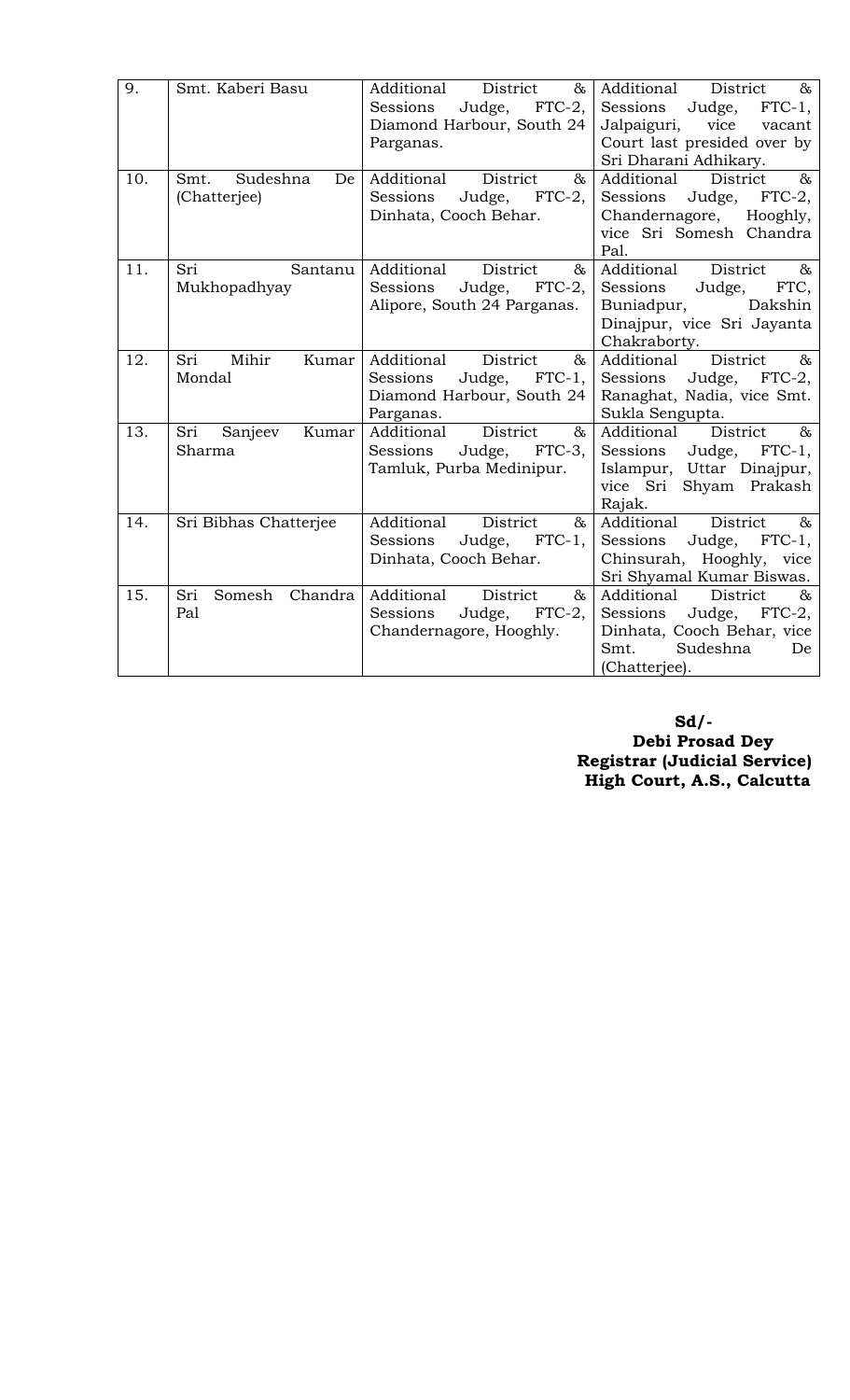| | | | |
|---|---|---|---|
| 9. | Smt. Kaberi Basu | Additional District & Sessions Judge, FTC-2, Diamond Harbour, South 24 Parganas. | Additional District & Sessions Judge, FTC-1, Jalpaiguri, vice vacant Court last presided over by Sri Dharani Adhikary. |
| 10. | Smt. Sudeshna De (Chatterjee) | Additional District & Sessions Judge, FTC-2, Dinhata, Cooch Behar. | Additional District & Sessions Judge, FTC-2, Chandernagore, Hooghly, vice Sri Somesh Chandra Pal. |
| 11. | Sri Santanu Mukhopadhyay | Additional District & Sessions Judge, FTC-2, Alipore, South 24 Parganas. | Additional District & Sessions Judge, FTC, Buniadpur, Dakshin Dinajpur, vice Sri Jayanta Chakraborty. |
| 12. | Sri Mihir Kumar Mondal | Additional District & Sessions Judge, FTC-1, Diamond Harbour, South 24 Parganas. | Additional District & Sessions Judge, FTC-2, Ranaghat, Nadia, vice Smt. Sukla Sengupta. |
| 13. | Sri Sanjeev Kumar Sharma | Additional District & Sessions Judge, FTC-3, Tamluk, Purba Medinipur. | Additional District & Sessions Judge, FTC-1, Islampur, Uttar Dinajpur, vice Sri Shyam Prakash Rajak. |
| 14. | Sri Bibhas Chatterjee | Additional District & Sessions Judge, FTC-1, Dinhata, Cooch Behar. | Additional District & Sessions Judge, FTC-1, Chinsurah, Hooghly, vice Sri Shyamal Kumar Biswas. |
| 15. | Sri Somesh Chandra Pal | Additional District & Sessions Judge, FTC-2, Chandernagore, Hooghly. | Additional District & Sessions Judge, FTC-2, Dinhata, Cooch Behar, vice Smt. Sudeshna De (Chatterjee). |

**Sd/-**
**Debi Prosad Dey**
**Registrar (Judicial Service)**
**High Court, A.S., Calcutta**